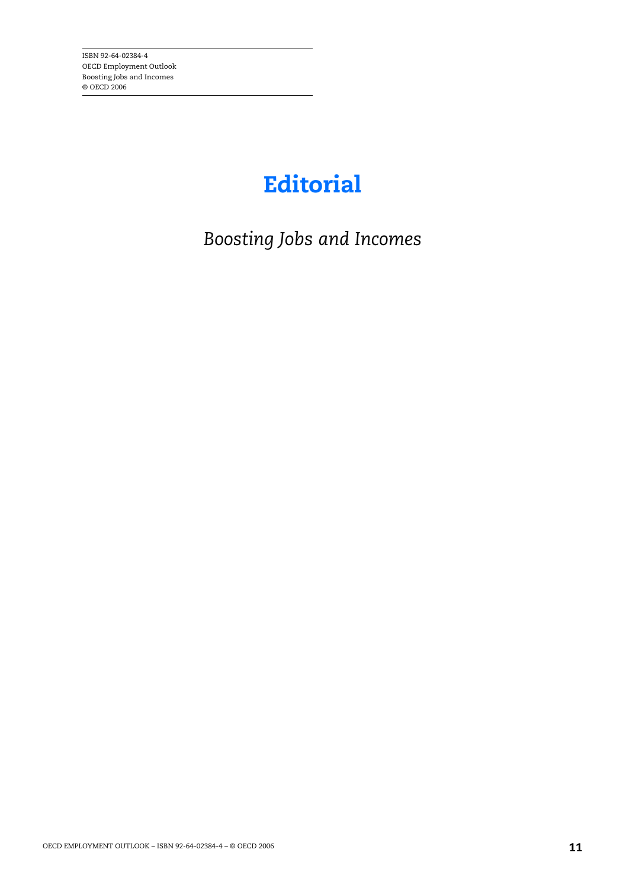ISBN 92-64-02384-4
OECD Employment Outlook
Boosting Jobs and Incomes
© OECD 2006

# Editorial

*Boosting Jobs and Incomes*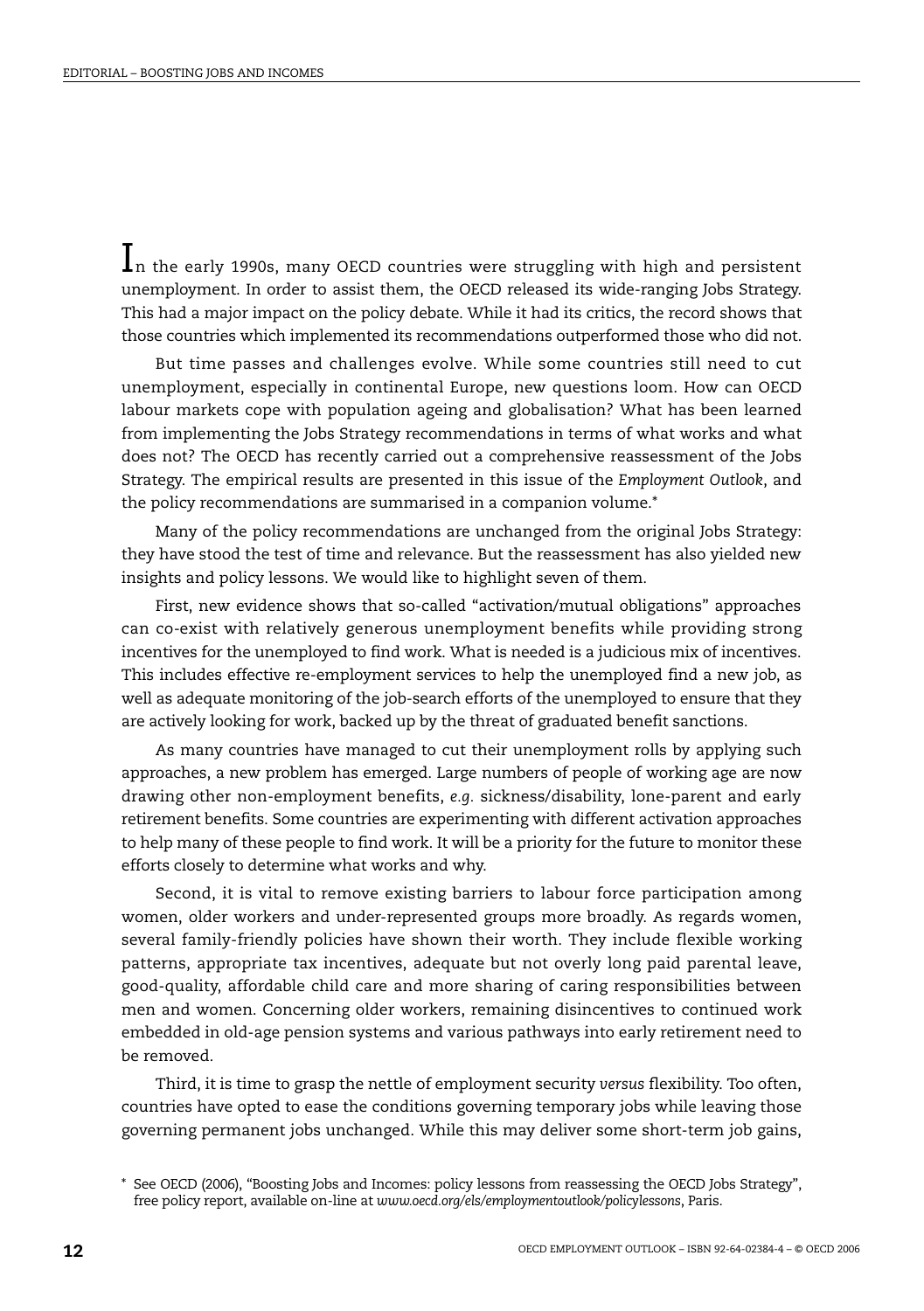In the early 1990s, many OECD countries were struggling with high and persistent unemployment. In order to assist them, the OECD released its wide-ranging Jobs Strategy. This had a major impact on the policy debate. While it had its critics, the record shows that those countries which implemented its recommendations outperformed those who did not.

But time passes and challenges evolve. While some countries still need to cut unemployment, especially in continental Europe, new questions loom. How can OECD labour markets cope with population ageing and globalisation? What has been learned from implementing the Jobs Strategy recommendations in terms of what works and what does not? The OECD has recently carried out a comprehensive reassessment of the Jobs Strategy. The empirical results are presented in this issue of the *Employment Outlook*, and the policy recommendations are summarised in a companion volume.*

Many of the policy recommendations are unchanged from the original Jobs Strategy: they have stood the test of time and relevance. But the reassessment has also yielded new insights and policy lessons. We would like to highlight seven of them.

First, new evidence shows that so-called "activation/mutual obligations" approaches can co-exist with relatively generous unemployment benefits while providing strong incentives for the unemployed to find work. What is needed is a judicious mix of incentives. This includes effective re-employment services to help the unemployed find a new job, as well as adequate monitoring of the job-search efforts of the unemployed to ensure that they are actively looking for work, backed up by the threat of graduated benefit sanctions.

As many countries have managed to cut their unemployment rolls by applying such approaches, a new problem has emerged. Large numbers of people of working age are now drawing other non-employment benefits, *e.g.* sickness/disability, lone-parent and early retirement benefits. Some countries are experimenting with different activation approaches to help many of these people to find work. It will be a priority for the future to monitor these efforts closely to determine what works and why.

Second, it is vital to remove existing barriers to labour force participation among women, older workers and under-represented groups more broadly. As regards women, several family-friendly policies have shown their worth. They include flexible working patterns, appropriate tax incentives, adequate but not overly long paid parental leave, good-quality, affordable child care and more sharing of caring responsibilities between men and women. Concerning older workers, remaining disincentives to continued work embedded in old-age pension systems and various pathways into early retirement need to be removed.

Third, it is time to grasp the nettle of employment security *versus* flexibility. Too often, countries have opted to ease the conditions governing temporary jobs while leaving those governing permanent jobs unchanged. While this may deliver some short-term job gains,

\* See OECD (2006), "Boosting Jobs and Incomes: policy lessons from reassessing the OECD Jobs Strategy", free policy report, available on-line at *www.oecd.org/els/employmentoutlook/policylessons*, Paris.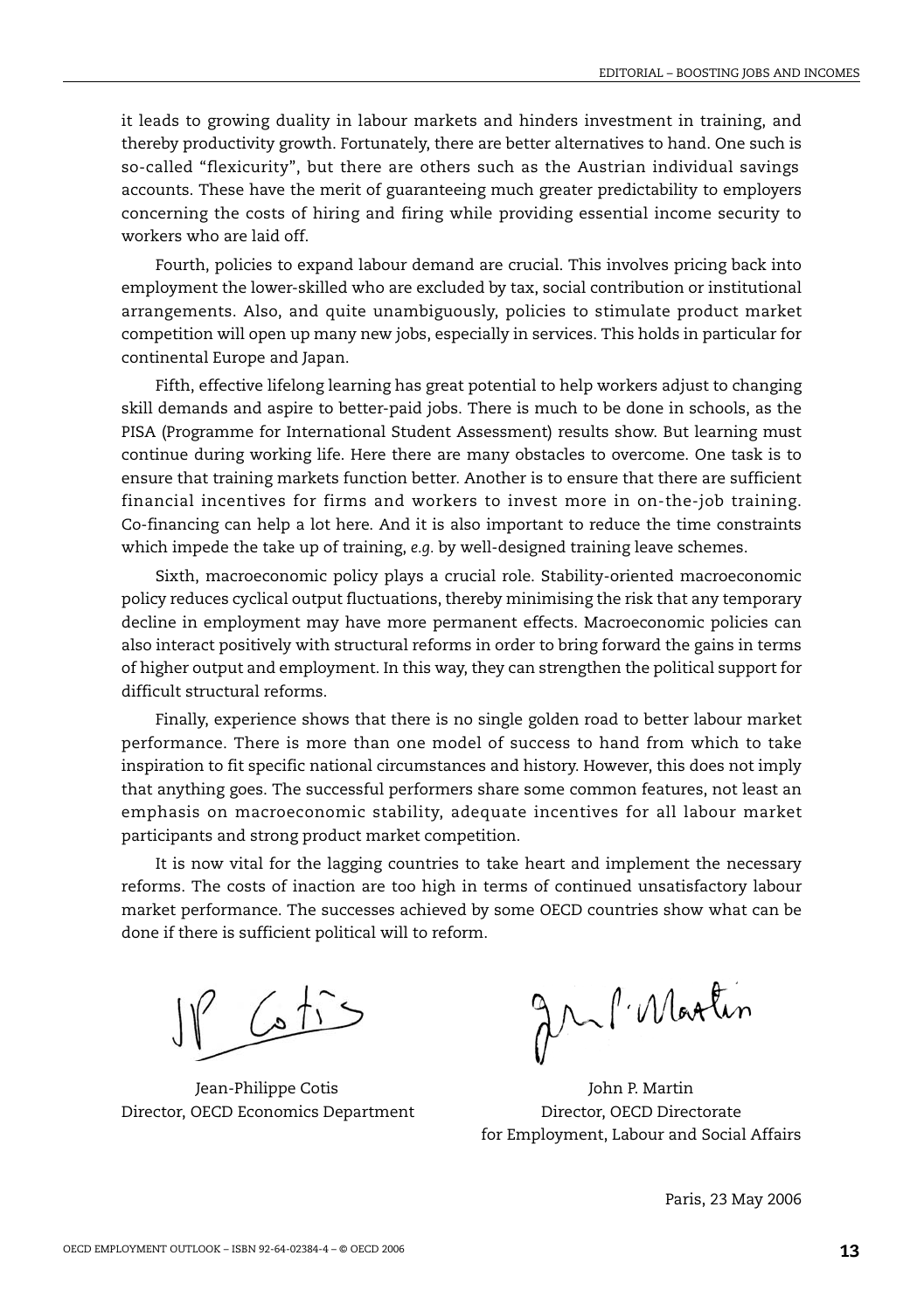it leads to growing duality in labour markets and hinders investment in training, and thereby productivity growth. Fortunately, there are better alternatives to hand. One such is so-called "flexicurity", but there are others such as the Austrian individual savings accounts. These have the merit of guaranteeing much greater predictability to employers concerning the costs of hiring and firing while providing essential income security to workers who are laid off.

Fourth, policies to expand labour demand are crucial. This involves pricing back into employment the lower-skilled who are excluded by tax, social contribution or institutional arrangements. Also, and quite unambiguously, policies to stimulate product market competition will open up many new jobs, especially in services. This holds in particular for continental Europe and Japan.

Fifth, effective lifelong learning has great potential to help workers adjust to changing skill demands and aspire to better-paid jobs. There is much to be done in schools, as the PISA (Programme for International Student Assessment) results show. But learning must continue during working life. Here there are many obstacles to overcome. One task is to ensure that training markets function better. Another is to ensure that there are sufficient financial incentives for firms and workers to invest more in on-the-job training. Co-financing can help a lot here. And it is also important to reduce the time constraints which impede the take up of training, *e.g.* by well-designed training leave schemes.

Sixth, macroeconomic policy plays a crucial role. Stability-oriented macroeconomic policy reduces cyclical output fluctuations, thereby minimising the risk that any temporary decline in employment may have more permanent effects. Macroeconomic policies can also interact positively with structural reforms in order to bring forward the gains in terms of higher output and employment. In this way, they can strengthen the political support for difficult structural reforms.

Finally, experience shows that there is no single golden road to better labour market performance. There is more than one model of success to hand from which to take inspiration to fit specific national circumstances and history. However, this does not imply that anything goes. The successful performers share some common features, not least an emphasis on macroeconomic stability, adequate incentives for all labour market participants and strong product market competition.

It is now vital for the lagging countries to take heart and implement the necessary reforms. The costs of inaction are too high in terms of continued unsatisfactory labour market performance. The successes achieved by some OECD countries show what can be done if there is sufficient political will to reform.

Jean-Philippe Cotis
Director, OECD Economics Department

John P. Martin
Director, OECD Directorate for Employment, Labour and Social Affairs

Paris, 23 May 2006